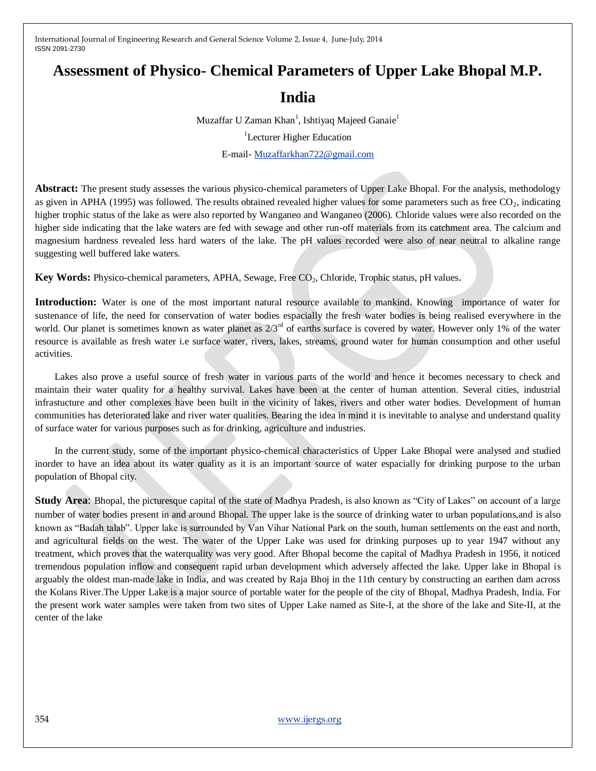# Assessment of Physico- Chemical Parameters of Upper Lake Bhopal M.P. India

Muzaffar U Zaman Khan[1], Ishtiyaq Majeed Ganaie[1]

[1]Lecturer Higher Education

E-mail- Muzaffarkhan722@gmail.com

**Abstract:** The present study assesses the various physico-chemical parameters of Upper Lake Bhopal. For the analysis, methodology as given in APHA (1995) was followed. The results obtained revealed higher values for some parameters such as free $CO_2$, indicating higher trophic status of the lake as were also reported by Wanganeo and Wanganeo (2006). Chloride values were also recorded on the higher side indicating that the lake waters are fed with sewage and other run-off materials from its catchment area. The calcium and magnesium hardness revealed less hard waters of the lake. The pH values recorded were also of near neutral to alkaline range suggesting well buffered lake waters.

**Key Words:** Physico-chemical parameters, APHA, Sewage, Free $CO_2$, Chloride, Trophic status, pH values.

**Introduction:** Water is one of the most important natural resource available to mankind. Knowing importance of water for sustenance of life, the need for conservation of water bodies espacially the fresh water bodies is being realised everywhere in the world. Our planet is sometimes known as water planet as $2/3^{rd}$ of earths surface is covered by water. However only 1% of the water resource is available as fresh water i.e surface water, rivers, lakes, streams, ground water for human consumption and other useful activities.

Lakes also prove a useful source of fresh water in various parts of the world and hence it becomes necessary to check and maintain their water quality for a healthy survival. Lakes have been at the center of human attention. Several cities, industrial infrastucture and other complexes have been built in the vicinity of lakes, rivers and other water bodies. Development of human communities has deteriorated lake and river water qualities. Bearing the idea in mind it is inevitable to analyse and understand quality of surface water for various purposes such as for drinking, agriculture and industries.

In the current study, some of the important physico-chemical characteristics of Upper Lake Bhopal were analysed and studied inorder to have an idea about its water quality as it is an important source of water espacially for drinking purpose to the urban population of Bhopal city.

**Study Area**: Bhopal, the picturesque capital of the state of Madhya Pradesh, is also known as "City of Lakes" on account of a large number of water bodies present in and around Bhopal. The upper lake is the source of drinking water to urban populations,and is also known as "Badah talab". Upper lake is surrounded by Van Vihar National Park on the south, human settlements on the east and north, and agricultural fields on the west. The water of the Upper Lake was used for drinking purposes up to year 1947 without any treatment, which proves that the waterquality was very good. After Bhopal become the capital of Madhya Pradesh in 1956, it noticed tremendous population inflow and consequent rapid urban development which adversely affected the lake. Upper lake in Bhopal is arguably the oldest man-made lake in India, and was created by Raja Bhoj in the 11th century by constructing an earthen dam across the Kolans River.The Upper Lake is a major source of portable water for the people of the city of Bhopal, Madhya Pradesh, India. For the present work water samples were taken from two sites of Upper Lake named as Site-I, at the shore of the lake and Site-II, at the center of the lake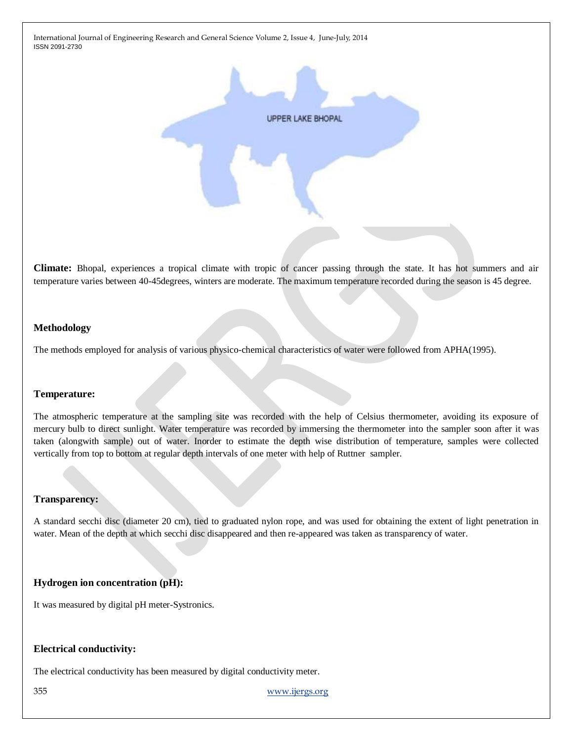**Climate:** Bhopal, experiences a tropical climate with tropic of cancer passing through the state. It has hot summers and air temperature varies between 40-45degrees, winters are moderate. The maximum temperature recorded during the season is 45 degree.

## Methodology

The methods employed for analysis of various physico-chemical characteristics of water were followed from APHA(1995).

### Temperature:

The atmospheric temperature at the sampling site was recorded with the help of Celsius thermometer, avoiding its exposure of mercury bulb to direct sunlight. Water temperature was recorded by immersing the thermometer into the sampler soon after it was taken (alongwith sample) out of water. Inorder to estimate the depth wise distribution of temperature, samples were collected vertically from top to bottom at regular depth intervals of one meter with help of Ruttner sampler.

### Transparency:

A standard secchi disc (diameter 20 cm), tied to graduated nylon rope, and was used for obtaining the extent of light penetration in water. Mean of the depth at which secchi disc disappeared and then re-appeared was taken as transparency of water.

### Hydrogen ion concentration (pH):

It was measured by digital pH meter-Systronics.

### Electrical conductivity:

The electrical conductivity has been measured by digital conductivity meter.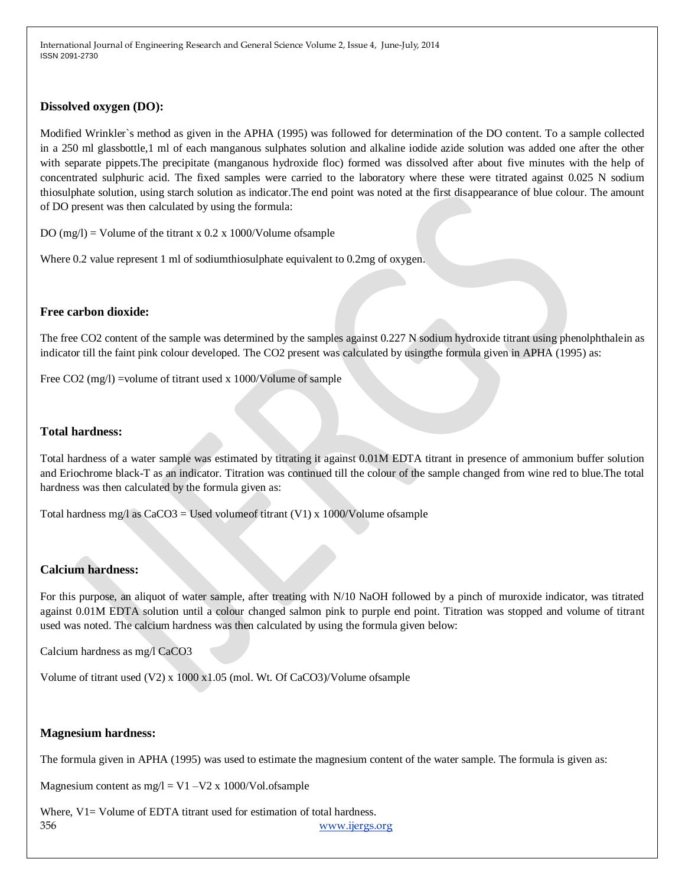### Dissolved oxygen (DO):

Modified Wrinkler`s method as given in the APHA (1995) was followed for determination of the DO content. To a sample collected in a 250 ml glassbottle,1 ml of each manganous sulphates solution and alkaline iodide azide solution was added one after the other with separate pippets.The precipitate (manganous hydroxide floc) formed was dissolved after about five minutes with the help of concentrated sulphuric acid. The fixed samples were carried to the laboratory where these were titrated against 0.025 N sodium thiosulphate solution, using starch solution as indicator.The end point was noted at the first disappearance of blue colour. The amount of DO present was then calculated by using the formula:

DO (mg/l) = Volume of the titrant x 0.2 x 1000/Volume ofsample

Where 0.2 value represent 1 ml of sodiumthiosulphate equivalent to 0.2mg of oxygen.

### Free carbon dioxide:

The free $CO_2$ content of the sample was determined by the samples against 0.227 N sodium hydroxide titrant using phenolphthalein as indicator till the faint pink colour developed. The $CO_2$ present was calculated by usingthe formula given in APHA (1995) as:

Free $CO_2$ (mg/l) =volume of titrant used x 1000/Volume of sample

### Total hardness:

Total hardness of a water sample was estimated by titrating it against 0.01M EDTA titrant in presence of ammonium buffer solution and Eriochrome black-T as an indicator. Titration was continued till the colour of the sample changed from wine red to blue.The total hardness was then calculated by the formula given as:

Total hardness mg/l as $CaCO_3$ = Used volumeof titrant ($V_1$) x 1000/Volume ofsample

### Calcium hardness:

For this purpose, an aliquot of water sample, after treating with N/10 NaOH followed by a pinch of muroxide indicator, was titrated against 0.01M EDTA solution until a colour changed salmon pink to purple end point. Titration was stopped and volume of titrant used was noted. The calcium hardness was then calculated by using the formula given below:

Calcium hardness as mg/l $CaCO_3$

Volume of titrant used ($V_2$) x 1000 x1.05 (mol. Wt. Of $CaCO_3$)/Volume ofsample

### Magnesium hardness:

The formula given in APHA (1995) was used to estimate the magnesium content of the water sample. The formula is given as:

Magnesium content as mg/l = $V_1$ –$V_2$ x 1000/Vol.ofsample

Where, $V_1$= Volume of EDTA titrant used for estimation of total hardness.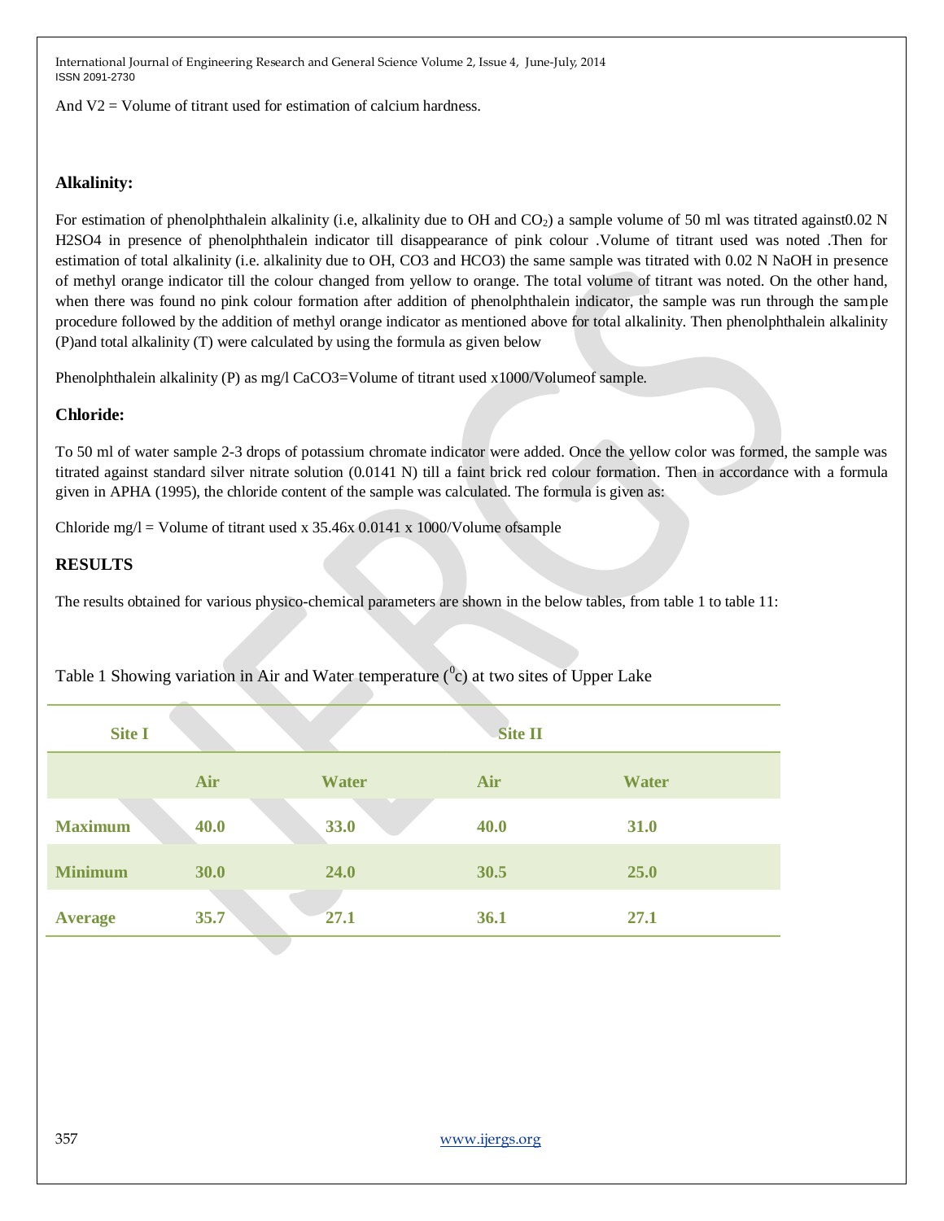And V2 = Volume of titrant used for estimation of calcium hardness.

### Alkalinity:

For estimation of phenolphthalein alkalinity (i.e, alkalinity due to OH and $CO_2$) a sample volume of 50 ml was titrated against0.02 N $H_2SO_4$ in presence of phenolphthalein indicator till disappearance of pink colour .Volume of titrant used was noted .Then for estimation of total alkalinity (i.e. alkalinity due to OH, $CO_3$ and $HCO_3$) the same sample was titrated with 0.02 N NaOH in presence of methyl orange indicator till the colour changed from yellow to orange. The total volume of titrant was noted. On the other hand, when there was found no pink colour formation after addition of phenolphthalein indicator, the sample was run through the sample procedure followed by the addition of methyl orange indicator as mentioned above for total alkalinity. Then phenolphthalein alkalinity (P)and total alkalinity (T) were calculated by using the formula as given below

Phenolphthalein alkalinity (P) as mg/l $CaCO_3$=Volume of titrant used x1000/Volumeof sample.

### Chloride:

To 50 ml of water sample 2-3 drops of potassium chromate indicator were added. Once the yellow color was formed, the sample was titrated against standard silver nitrate solution (0.0141 N) till a faint brick red colour formation. Then in accordance with a formula given in APHA (1995), the chloride content of the sample was calculated. The formula is given as:

Chloride mg/l = Volume of titrant used x 35.46x 0.0141 x 1000/Volume ofsample

## RESULTS

The results obtained for various physico-chemical parameters are shown in the below tables, from table 1 to table 11:

Table 1 Showing variation in Air and Water temperature ($^0$c) at two sites of Upper Lake

| | Site I | | Site II | |
|---|---|---|---|---|
| | **Air** | **Water** | **Air** | **Water** |
| **Maximum** | 40.0 | 33.0 | 40.0 | 31.0 |
| **Minimum** | 30.0 | 24.0 | 30.5 | 25.0 |
| **Average** | 35.7 | 27.1 | 36.1 | 27.1 |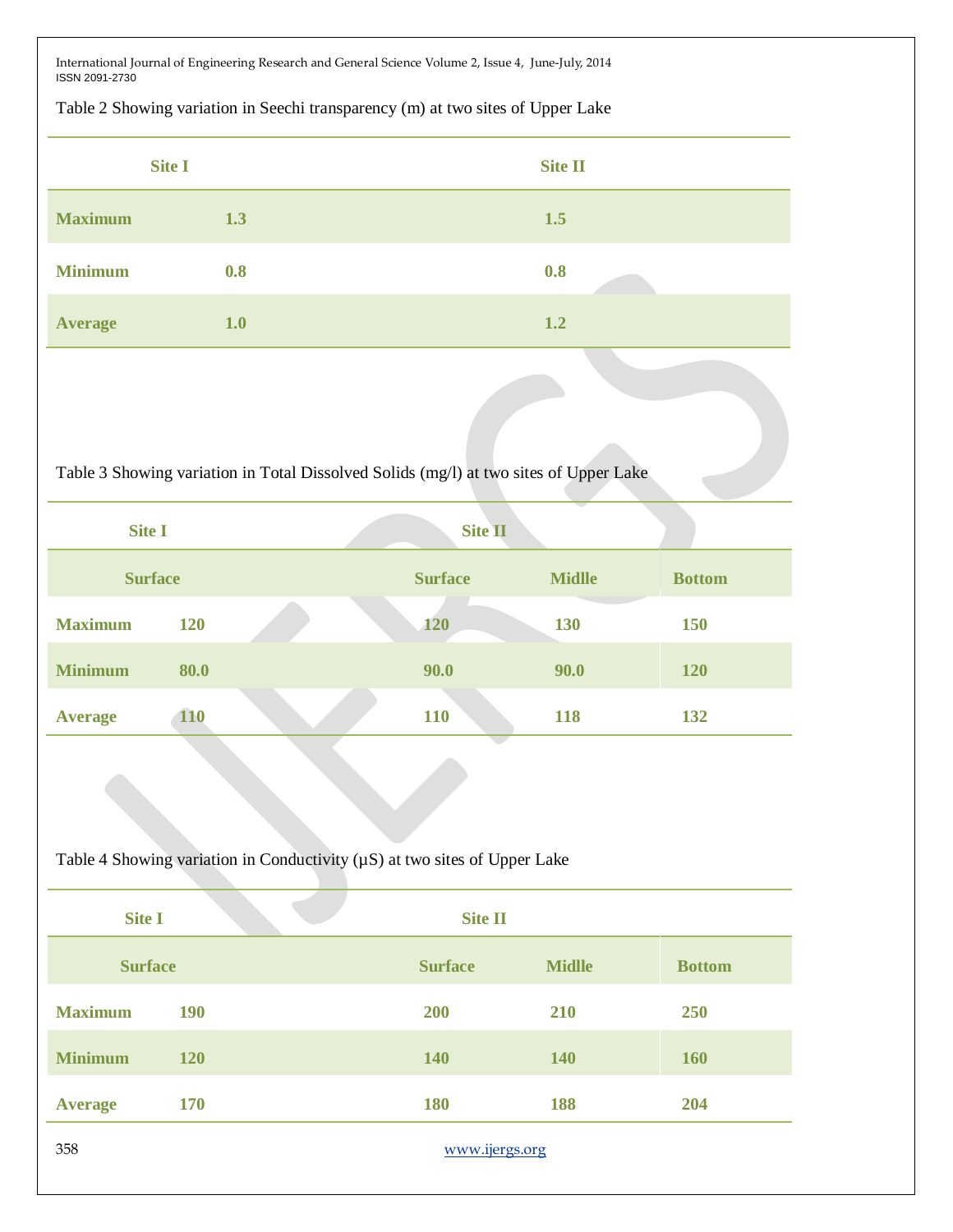Table 2 Showing variation in Seechi transparency (m) at two sites of Upper Lake

| | Site I | Site II |
|---|---|---|
| **Maximum** | **1.3** | **1.5** |
| **Minimum** | **0.8** | **0.8** |
| **Average** | **1.0** | **1.2** |

Table 3 Showing variation in Total Dissolved Solids (mg/l) at two sites of Upper Lake

| | Site I | Site II | | |
|---|---|---|---|---|
| | **Surface** | **Surface** | **Midlle** | **Bottom** |
| **Maximum** | **120** | **120** | **130** | **150** |
| **Minimum** | **80.0** | **90.0** | **90.0** | **120** |
| **Average** | **110** | **110** | **118** | **132** |

Table 4 Showing variation in Conductivity (µS) at two sites of Upper Lake

| | Site I | Site II | | |
|---|---|---|---|---|
| | **Surface** | **Surface** | **Midlle** | **Bottom** |
| **Maximum** | **190** | **200** | **210** | **250** |
| **Minimum** | **120** | **140** | **140** | **160** |
| **Average** | **170** | **180** | **188** | **204** |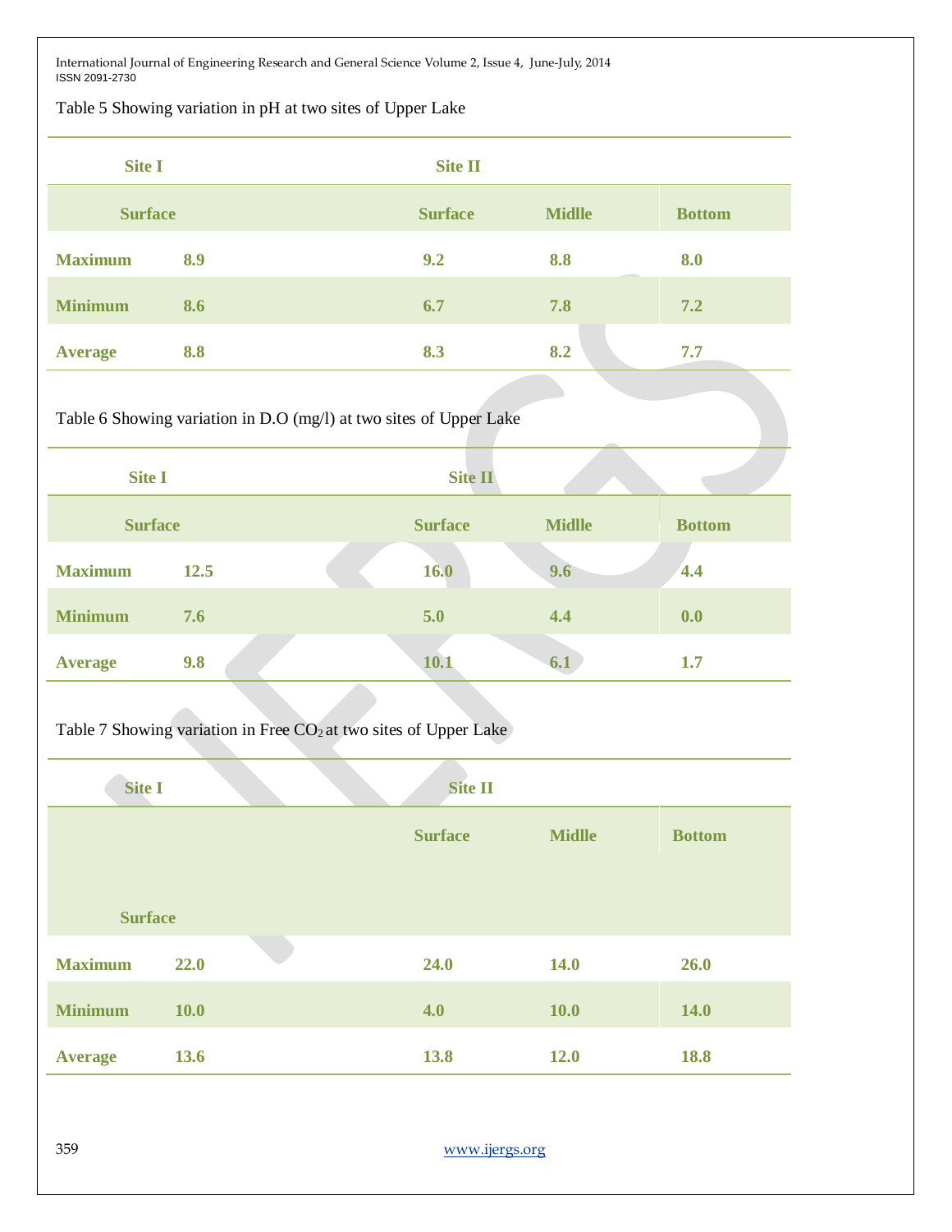Table 5 Showing variation in pH at two sites of Upper Lake

| | Site I | Site II | | |
|---|---|---|---|---|
| | Surface | Surface | Midlle | Bottom |
| Maximum | 8.9 | 9.2 | 8.8 | 8.0 |
| Minimum | 8.6 | 6.7 | 7.8 | 7.2 |
| Average | 8.8 | 8.3 | 8.2 | 7.7 |

Table 6 Showing variation in D.O (mg/l) at two sites of Upper Lake

| | Site I | Site II | | |
|---|---|---|---|---|
| | Surface | Surface | Midlle | Bottom |
| Maximum | 12.5 | 16.0 | 9.6 | 4.4 |
| Minimum | 7.6 | 5.0 | 4.4 | 0.0 |
| Average | 9.8 | 10.1 | 6.1 | 1.7 |

Table 7 Showing variation in Free $CO_2$ at two sites of Upper Lake

| | Site I | Site II | | |
|---|---|---|---|---|
| | Surface | Surface | Midlle | Bottom |
| Maximum | 22.0 | 24.0 | 14.0 | 26.0 |
| Minimum | 10.0 | 4.0 | 10.0 | 14.0 |
| Average | 13.6 | 13.8 | 12.0 | 18.8 |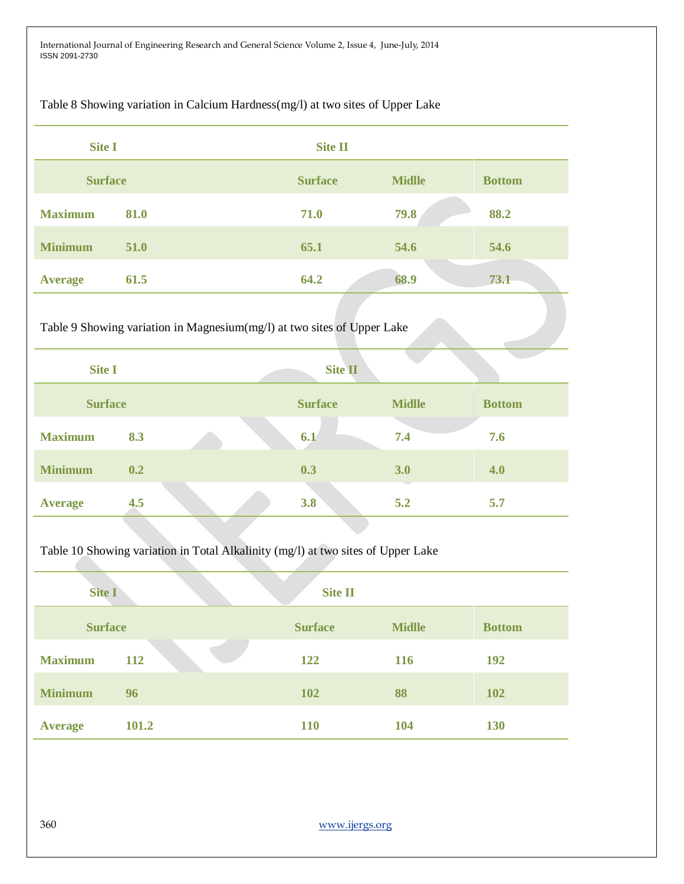Table 8 Showing variation in Calcium Hardness(mg/l) at two sites of Upper Lake

| | Site I | Site II | | |
|---|---|---|---|---|
| | Surface | Surface | Midlle | Bottom |
| Maximum | 81.0 | 71.0 | 79.8 | 88.2 |
| Minimum | 51.0 | 65.1 | 54.6 | 54.6 |
| Average | 61.5 | 64.2 | 68.9 | 73.1 |

Table 9 Showing variation in Magnesium(mg/l) at two sites of Upper Lake

| | Site I | Site II | | |
|---|---|---|---|---|
| | Surface | Surface | Midlle | Bottom |
| Maximum | 8.3 | 6.1 | 7.4 | 7.6 |
| Minimum | 0.2 | 0.3 | 3.0 | 4.0 |
| Average | 4.5 | 3.8 | 5.2 | 5.7 |

Table 10 Showing variation in Total Alkalinity (mg/l) at two sites of Upper Lake

| | Site I | Site II | | |
|---|---|---|---|---|
| | Surface | Surface | Midlle | Bottom |
| Maximum | 112 | 122 | 116 | 192 |
| Minimum | 96 | 102 | 88 | 102 |
| Average | 101.2 | 110 | 104 | 130 |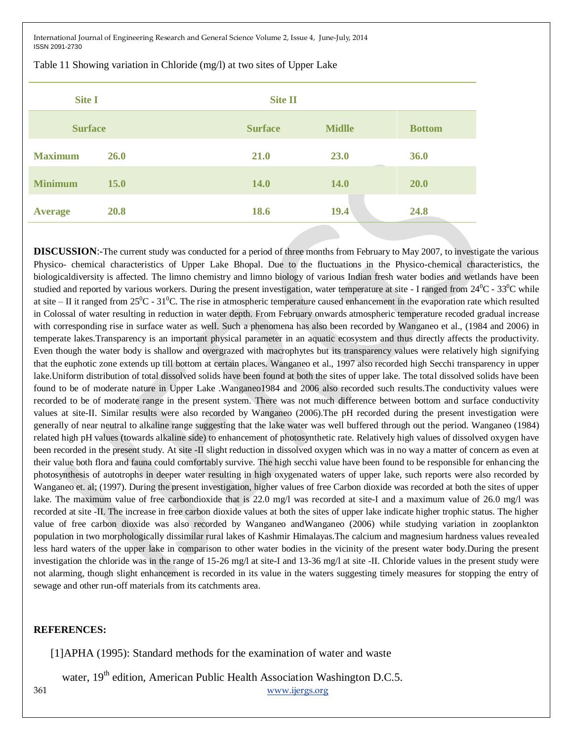Table 11 Showing variation in Chloride (mg/l) at two sites of Upper Lake

| | Site I | Site II | | |
|---|---|---|---|---|
| | Surface | Surface | Midlle | Bottom |
| Maximum | 26.0 | 21.0 | 23.0 | 36.0 |
| Minimum | 15.0 | 14.0 | 14.0 | 20.0 |
| Average | 20.8 | 18.6 | 19.4 | 24.8 |

**DISCUSSION**:-The current study was conducted for a period of three months from February to May 2007, to investigate the various Physico- chemical characteristics of Upper Lake Bhopal. Due to the fluctuations in the Physico-chemical characteristics, the biologicaldiversity is affected. The limno chemistry and limno biology of various Indian fresh water bodies and wetlands have been studied and reported by various workers. During the present investigation, water temperature at site - I ranged from $24^0$C - $33^0$C while at site – II it ranged from $25^0$C - $31^0$C. The rise in atmospheric temperature caused enhancement in the evaporation rate which resulted in Colossal of water resulting in reduction in water depth. From February onwards atmospheric temperature recoded gradual increase with corresponding rise in surface water as well. Such a phenomena has also been recorded by Wanganeo et al., (1984 and 2006) in temperate lakes.Transparency is an important physical parameter in an aquatic ecosystem and thus directly affects the productivity. Even though the water body is shallow and overgrazed with macrophytes but its transparency values were relatively high signifying that the euphotic zone extends up till bottom at certain places. Wanganeo et al., 1997 also recorded high Secchi transparency in upper lake.Uniform distribution of total dissolved solids have been found at both the sites of upper lake. The total dissolved solids have been found to be of moderate nature in Upper Lake .Wanganeo1984 and 2006 also recorded such results.The conductivity values were recorded to be of moderate range in the present system. There was not much difference between bottom and surface conductivity values at site-II. Similar results were also recorded by Wanganeo (2006).The pH recorded during the present investigation were generally of near neutral to alkaline range suggesting that the lake water was well buffered through out the period. Wanganeo (1984) related high pH values (towards alkaline side) to enhancement of photosynthetic rate. Relatively high values of dissolved oxygen have been recorded in the present study. At site -II slight reduction in dissolved oxygen which was in no way a matter of concern as even at their value both flora and fauna could comfortably survive. The high secchi value have been found to be responsible for enhancing the photosynthesis of autotrophs in deeper water resulting in high oxygenated waters of upper lake, such reports were also recorded by Wanganeo et. al; (1997). During the present investigation, higher values of free Carbon dioxide was recorded at both the sites of upper lake. The maximum value of free carbondioxide that is 22.0 mg/l was recorded at site-I and a maximum value of 26.0 mg/l was recorded at site -II. The increase in free carbon dioxide values at both the sites of upper lake indicate higher trophic status. The higher value of free carbon dioxide was also recorded by Wanganeo andWanganeo (2006) while studying variation in zooplankton population in two morphologically dissimilar rural lakes of Kashmir Himalayas.The calcium and magnesium hardness values revealed less hard waters of the upper lake in comparison to other water bodies in the vicinity of the present water body.During the present investigation the chloride was in the range of 15-26 mg/l at site-I and 13-36 mg/l at site -II. Chloride values in the present study were not alarming, though slight enhancement is recorded in its value in the waters suggesting timely measures for stopping the entry of sewage and other run-off materials from its catchments area.

**REFERENCES:**

[1]APHA (1995): Standard methods for the examination of water and waste water, 19th edition, American Public Health Association Washington D.C.5.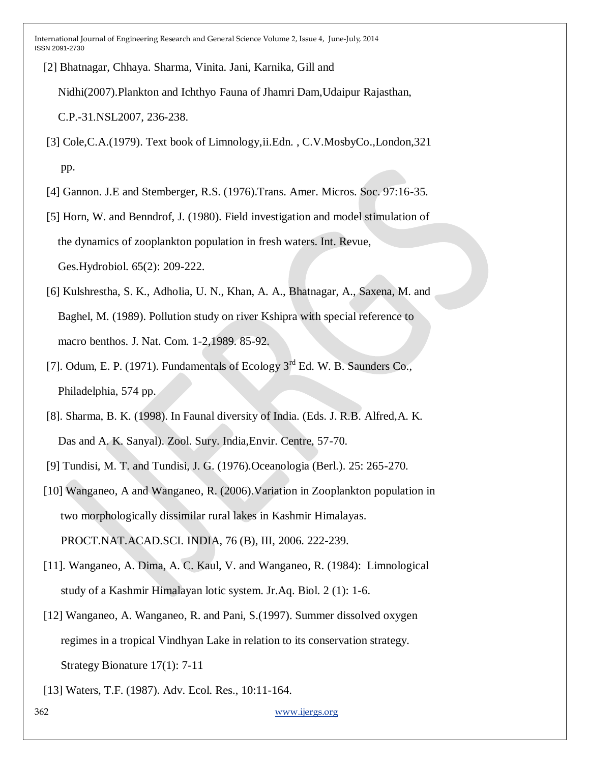[2] Bhatnagar, Chhaya. Sharma, Vinita. Jani, Karnika, Gill and Nidhi(2007).Plankton and Ichthyo Fauna of Jhamri Dam,Udaipur Rajasthan, C.P.-31.NSL2007, 236-238.

[3] Cole,C.A.(1979). Text book of Limnology,ii.Edn. , C.V.MosbyCo.,London,321 pp.

[4] Gannon. J.E and Stemberger, R.S. (1976).Trans. Amer. Micros. Soc. 97:16-35.

[5] Horn, W. and Benndrof, J. (1980). Field investigation and model stimulation of the dynamics of zooplankton population in fresh waters. Int. Revue, Ges.Hydrobiol. 65(2): 209-222.

[6] Kulshrestha, S. K., Adholia, U. N., Khan, A. A., Bhatnagar, A., Saxena, M. and Baghel, M. (1989). Pollution study on river Kshipra with special reference to macro benthos. J. Nat. Com. 1-2,1989. 85-92.

[7]. Odum, E. P. (1971). Fundamentals of Ecology 3rd Ed. W. B. Saunders Co., Philadelphia, 574 pp.

[8]. Sharma, B. K. (1998). In Faunal diversity of India. (Eds. J. R.B. Alfred,A. K. Das and A. K. Sanyal). Zool. Sury. India,Envir. Centre, 57-70.

[9] Tundisi, M. T. and Tundisi, J. G. (1976).Oceanologia (Berl.). 25: 265-270.

[10] Wanganeo, A and Wanganeo, R. (2006).Variation in Zooplankton population in two morphologically dissimilar rural lakes in Kashmir Himalayas. PROCT.NAT.ACAD.SCI. INDIA, 76 (B), III, 2006. 222-239.

[11]. Wanganeo, A. Dima, A. C. Kaul, V. and Wanganeo, R. (1984): Limnological study of a Kashmir Himalayan lotic system. Jr.Aq. Biol. 2 (1): 1-6.

[12] Wanganeo, A. Wanganeo, R. and Pani, S.(1997). Summer dissolved oxygen regimes in a tropical Vindhyan Lake in relation to its conservation strategy. Strategy Bionature 17(1): 7-11

[13] Waters, T.F. (1987). Adv. Ecol. Res., 10:11-164.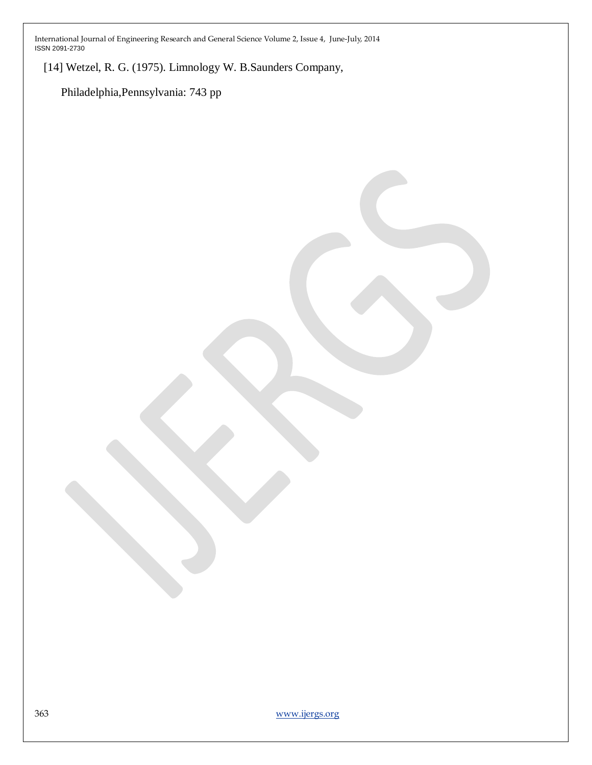[14] Wetzel, R. G. (1975). Limnology W. B.Saunders Company, Philadelphia,Pennsylvania: 743 pp